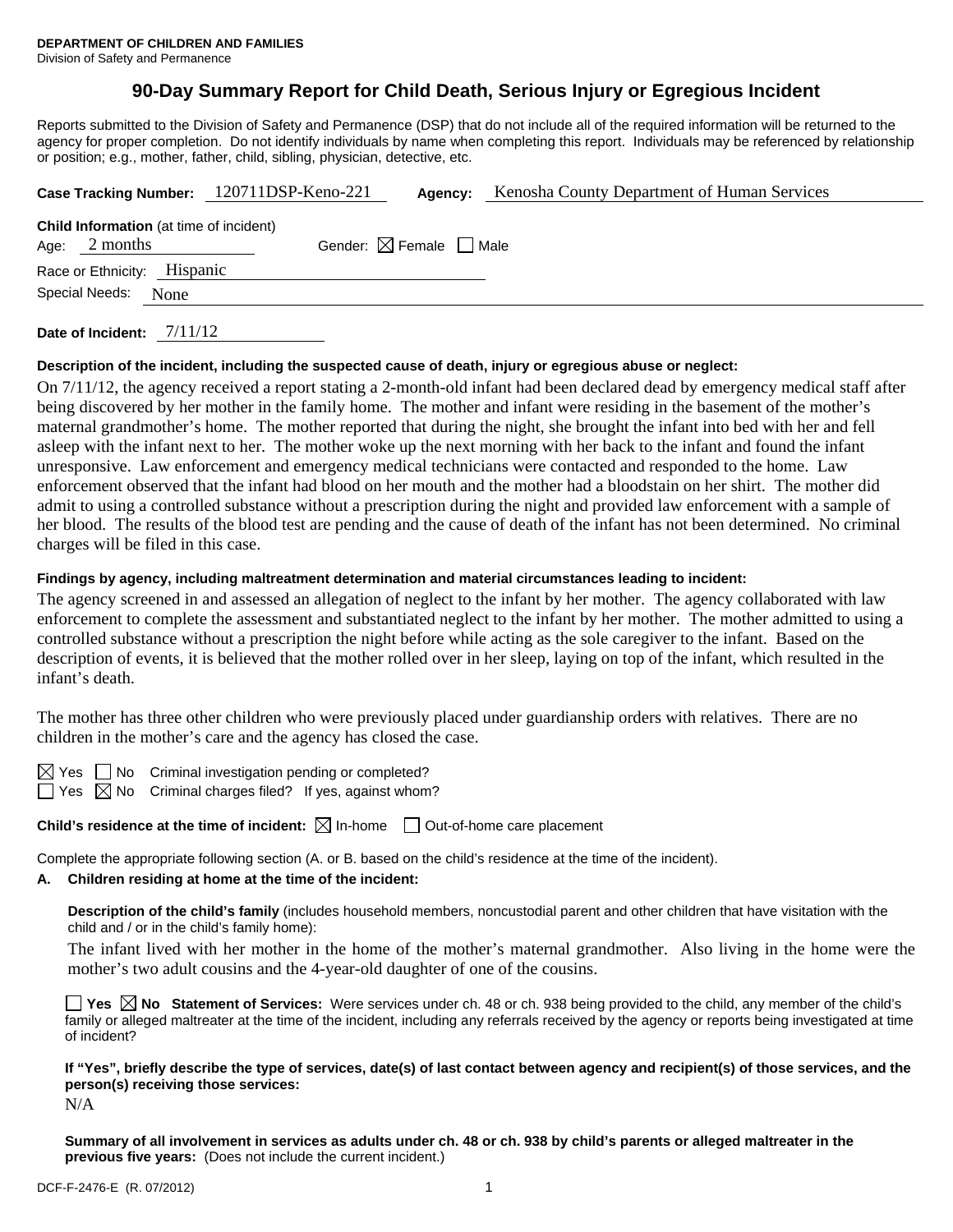**DEPARTMENT OF CHILDREN AND FAMILIES**
Division of Safety and Permanence

# 90-Day Summary Report for Child Death, Serious Injury or Egregious Incident

Reports submitted to the Division of Safety and Permanence (DSP) that do not include all of the required information will be returned to the agency for proper completion. Do not identify individuals by name when completing this report. Individuals may be referenced by relationship or position; e.g., mother, father, child, sibling, physician, detective, etc.

**Case Tracking Number:** 120711DSP-Keno-221 **Agency:** Kenosha County Department of Human Services

**Child Information** (at time of incident)
Age: 2 months Gender: ☒ Female ☐ Male
Race or Ethnicity: Hispanic
Special Needs: None

**Date of Incident:** 7/11/12

**Description of the incident, including the suspected cause of death, injury or egregious abuse or neglect:**

On 7/11/12, the agency received a report stating a 2-month-old infant had been declared dead by emergency medical staff after being discovered by her mother in the family home. The mother and infant were residing in the basement of the mother's maternal grandmother's home. The mother reported that during the night, she brought the infant into bed with her and fell asleep with the infant next to her. The mother woke up the next morning with her back to the infant and found the infant unresponsive. Law enforcement and emergency medical technicians were contacted and responded to the home. Law enforcement observed that the infant had blood on her mouth and the mother had a bloodstain on her shirt. The mother did admit to using a controlled substance without a prescription during the night and provided law enforcement with a sample of her blood. The results of the blood test are pending and the cause of death of the infant has not been determined. No criminal charges will be filed in this case.

**Findings by agency, including maltreatment determination and material circumstances leading to incident:**

The agency screened in and assessed an allegation of neglect to the infant by her mother. The agency collaborated with law enforcement to complete the assessment and substantiated neglect to the infant by her mother. The mother admitted to using a controlled substance without a prescription the night before while acting as the sole caregiver to the infant. Based on the description of events, it is believed that the mother rolled over in her sleep, laying on top of the infant, which resulted in the infant's death.

The mother has three other children who were previously placed under guardianship orders with relatives. There are no children in the mother's care and the agency has closed the case.

☒ Yes ☐ No Criminal investigation pending or completed?
☐ Yes ☒ No Criminal charges filed? If yes, against whom?

**Child's residence at the time of incident:** ☒ In-home ☐ Out-of-home care placement

Complete the appropriate following section (A. or B. based on the child's residence at the time of the incident).

**A. Children residing at home at the time of the incident:**

**Description of the child's family** (includes household members, noncustodial parent and other children that have visitation with the child and / or in the child's family home):

The infant lived with her mother in the home of the mother's maternal grandmother. Also living in the home were the mother's two adult cousins and the 4-year-old daughter of one of the cousins.

☐ **Yes** ☒ **No Statement of Services:** Were services under ch. 48 or ch. 938 being provided to the child, any member of the child's family or alleged maltreater at the time of the incident, including any referrals received by the agency or reports being investigated at time of incident?

**If "Yes", briefly describe the type of services, date(s) of last contact between agency and recipient(s) of those services, and the person(s) receiving those services:**

N/A

**Summary of all involvement in services as adults under ch. 48 or ch. 938 by child's parents or alleged maltreater in the previous five years:** (Does not include the current incident.)

DCF-F-2476-E (R. 07/2012)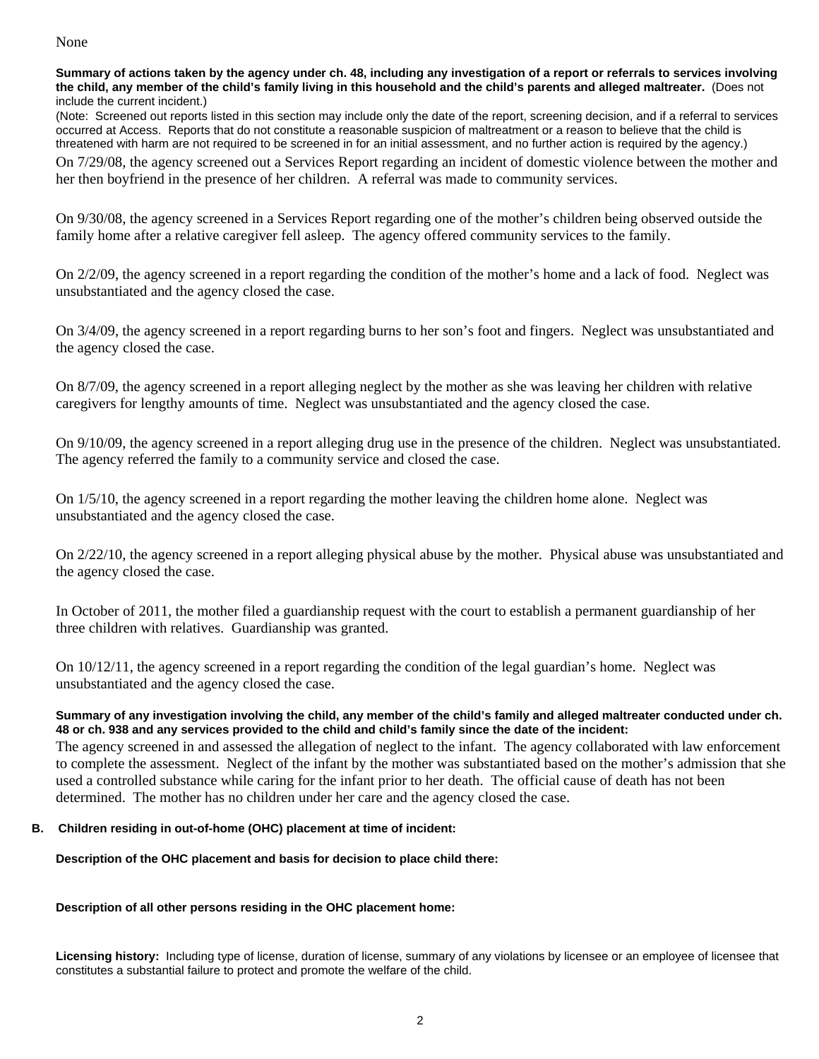None

**Summary of actions taken by the agency under ch. 48, including any investigation of a report or referrals to services involving the child, any member of the child's family living in this household and the child's parents and alleged maltreater.** (Does not include the current incident.)

(Note: Screened out reports listed in this section may include only the date of the report, screening decision, and if a referral to services occurred at Access. Reports that do not constitute a reasonable suspicion of maltreatment or a reason to believe that the child is threatened with harm are not required to be screened in for an initial assessment, and no further action is required by the agency.)

On 7/29/08, the agency screened out a Services Report regarding an incident of domestic violence between the mother and her then boyfriend in the presence of her children. A referral was made to community services.

On 9/30/08, the agency screened in a Services Report regarding one of the mother's children being observed outside the family home after a relative caregiver fell asleep. The agency offered community services to the family.

On 2/2/09, the agency screened in a report regarding the condition of the mother's home and a lack of food. Neglect was unsubstantiated and the agency closed the case.

On 3/4/09, the agency screened in a report regarding burns to her son's foot and fingers. Neglect was unsubstantiated and the agency closed the case.

On 8/7/09, the agency screened in a report alleging neglect by the mother as she was leaving her children with relative caregivers for lengthy amounts of time. Neglect was unsubstantiated and the agency closed the case.

On 9/10/09, the agency screened in a report alleging drug use in the presence of the children. Neglect was unsubstantiated. The agency referred the family to a community service and closed the case.

On 1/5/10, the agency screened in a report regarding the mother leaving the children home alone. Neglect was unsubstantiated and the agency closed the case.

On 2/22/10, the agency screened in a report alleging physical abuse by the mother. Physical abuse was unsubstantiated and the agency closed the case.

In October of 2011, the mother filed a guardianship request with the court to establish a permanent guardianship of her three children with relatives. Guardianship was granted.

On 10/12/11, the agency screened in a report regarding the condition of the legal guardian's home. Neglect was unsubstantiated and the agency closed the case.

**Summary of any investigation involving the child, any member of the child's family and alleged maltreater conducted under ch. 48 or ch. 938 and any services provided to the child and child's family since the date of the incident:**

The agency screened in and assessed the allegation of neglect to the infant. The agency collaborated with law enforcement to complete the assessment. Neglect of the infant by the mother was substantiated based on the mother's admission that she used a controlled substance while caring for the infant prior to her death. The official cause of death has not been determined. The mother has no children under her care and the agency closed the case.

**B. Children residing in out-of-home (OHC) placement at time of incident:**

**Description of the OHC placement and basis for decision to place child there:**

**Description of all other persons residing in the OHC placement home:**

**Licensing history:** Including type of license, duration of license, summary of any violations by licensee or an employee of licensee that constitutes a substantial failure to protect and promote the welfare of the child.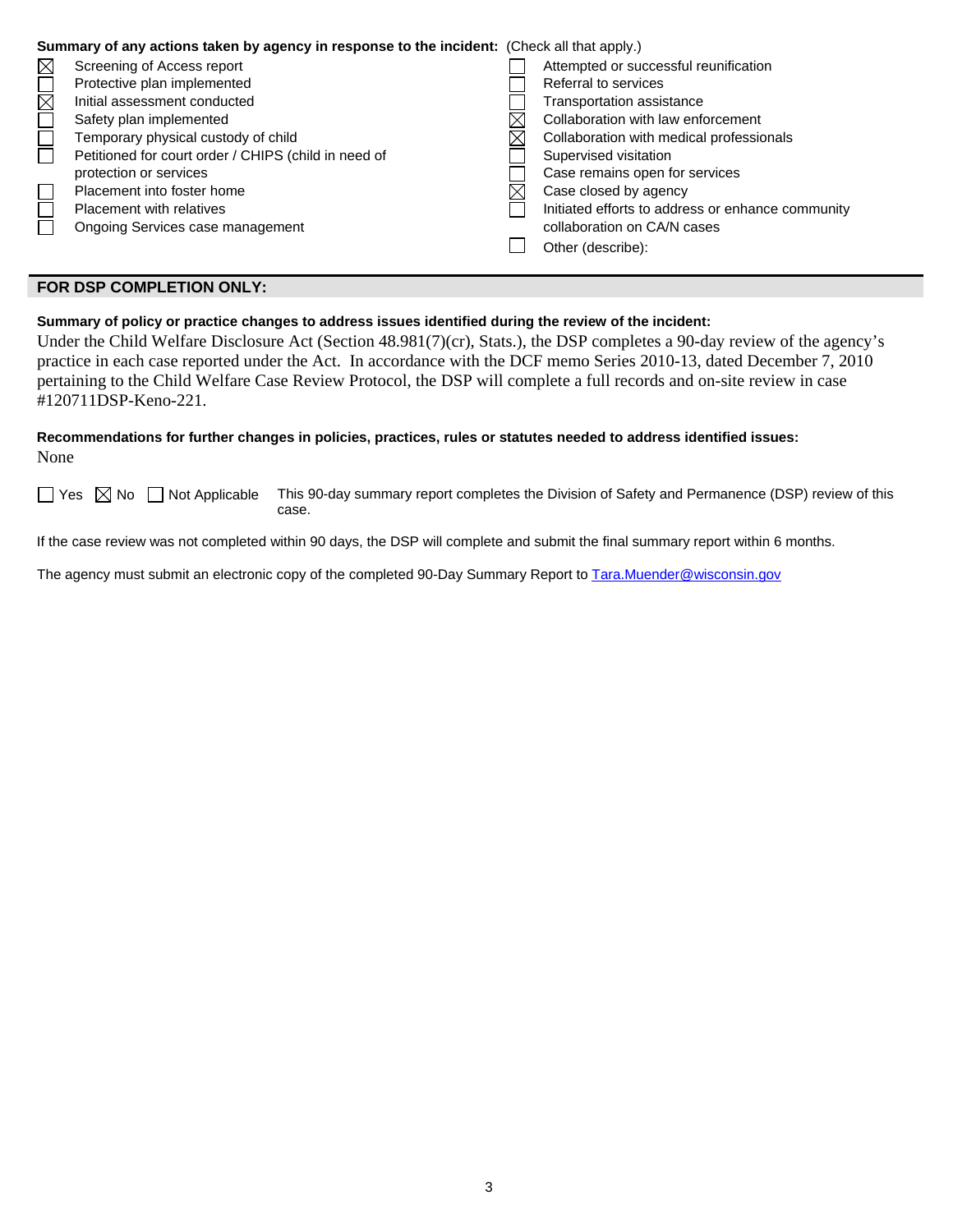**Summary of any actions taken by agency in response to the incident:** (Check all that apply.)

- [x] Screening of Access report
- [ ] Protective plan implemented
- [x] Initial assessment conducted
- [ ] Safety plan implemented
- [ ] Temporary physical custody of child
- [ ] Petitioned for court order / CHIPS (child in need of protection or services
- [ ] Placement into foster home
- [ ] Placement with relatives
- [ ] Ongoing Services case management
- [ ] Attempted or successful reunification
- [ ] Referral to services
- [ ] Transportation assistance
- [x] Collaboration with law enforcement
- [x] Collaboration with medical professionals
- [ ] Supervised visitation
- [ ] Case remains open for services
- [x] Case closed by agency
- [ ] Initiated efforts to address or enhance community collaboration on CA/N cases
- [ ] Other (describe):

## FOR DSP COMPLETION ONLY:

**Summary of policy or practice changes to address issues identified during the review of the incident:**

Under the Child Welfare Disclosure Act (Section 48.981(7)(cr), Stats.), the DSP completes a 90-day review of the agency's practice in each case reported under the Act. In accordance with the DCF memo Series 2010-13, dated December 7, 2010 pertaining to the Child Welfare Case Review Protocol, the DSP will complete a full records and on-site review in case #120711DSP-Keno-221.

**Recommendations for further changes in policies, practices, rules or statutes needed to address identified issues:**

None

- [ ] Yes
- [x] No
- [ ] Not Applicable

This 90-day summary report completes the Division of Safety and Permanence (DSP) review of this case.

If the case review was not completed within 90 days, the DSP will complete and submit the final summary report within 6 months.

The agency must submit an electronic copy of the completed 90-Day Summary Report to Tara.Muender@wisconsin.gov